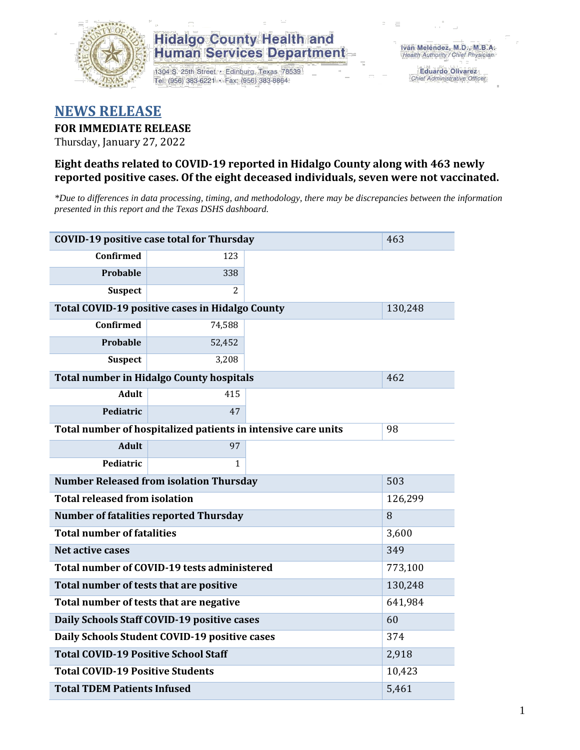**Hidalgo County Health and Human Services Department**

1304 S. 25th Street • Edinburg, Texas 78539
Tel: (956) 383-6221 • Fax: (956) 383-8864

Iván Meléndez, M.D., M.B.A.
*Health Authority / Chief Physician*

Eduardo Olivarez
*Chief Administrative Officer*

# NEWS RELEASE

**FOR IMMEDIATE RELEASE**

Thursday, January 27, 2022

### Eight deaths related to COVID-19 reported in Hidalgo County along with 463 newly reported positive cases. Of the eight deceased individuals, seven were not vaccinated.

*\*Due to differences in data processing, timing, and methodology, there may be discrepancies between the information presented in this report and the Texas DSHS dashboard.*

| COVID-19 positive case total for Thursday | | 463 |
|---|---|---|
| Confirmed | 123 | |
| Probable | 338 | |
| Suspect | 2 | |
| **Total COVID-19 positive cases in Hidalgo County** | | 130,248 |
| Confirmed | 74,588 | |
| Probable | 52,452 | |
| Suspect | 3,208 | |
| **Total number in Hidalgo County hospitals** | | 462 |
| Adult | 415 | |
| Pediatric | 47 | |
| **Total number of hospitalized patients in intensive care units** | | 98 |
| Adult | 97 | |
| Pediatric | 1 | |
| **Number Released from isolation Thursday** | | 503 |
| **Total released from isolation** | | 126,299 |
| **Number of fatalities reported Thursday** | | 8 |
| **Total number of fatalities** | | 3,600 |
| **Net active cases** | | 349 |
| **Total number of COVID-19 tests administered** | | 773,100 |
| **Total number of tests that are positive** | | 130,248 |
| **Total number of tests that are negative** | | 641,984 |
| **Daily Schools Staff COVID-19 positive cases** | | 60 |
| **Daily Schools Student COVID-19 positive cases** | | 374 |
| **Total COVID-19 Positive School Staff** | | 2,918 |
| **Total COVID-19 Positive Students** | | 10,423 |
| **Total TDEM Patients Infused** | | 5,461 |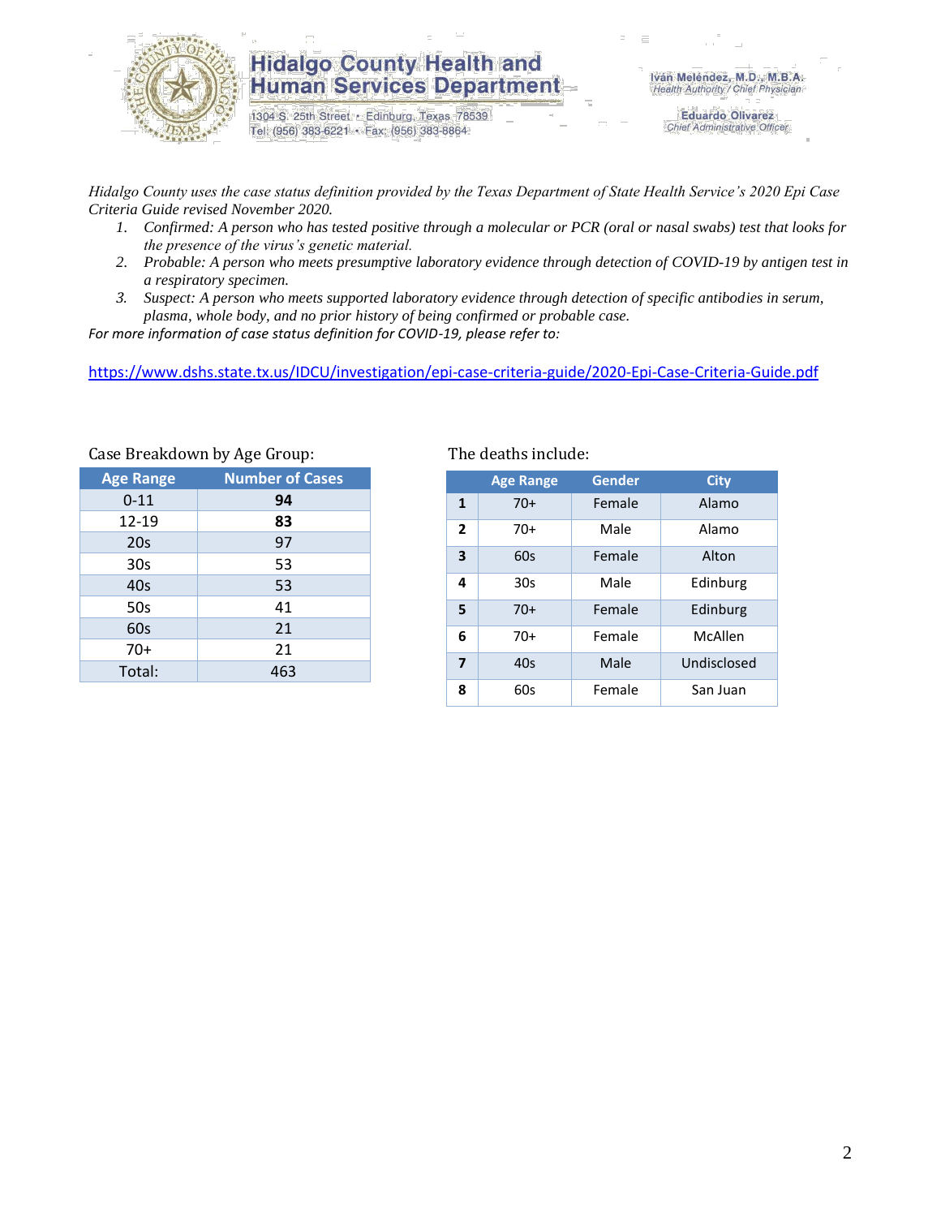# Hidalgo County Health and Human Services Department

1304 S. 25th Street • Edinburg, Texas 78539
Tel: (956) 383-6221 • Fax: (956) 383-8864

Iván Meléndez, M.D., M.B.A.
Health Authority / Chief Physician

Eduardo Olivarez
Chief Administrative Officer

*Hidalgo County uses the case status definition provided by the Texas Department of State Health Service's 2020 Epi Case Criteria Guide revised November 2020.*

1. *Confirmed: A person who has tested positive through a molecular or PCR (oral or nasal swabs) test that looks for the presence of the virus's genetic material.*
2. *Probable: A person who meets presumptive laboratory evidence through detection of COVID-19 by antigen test in a respiratory specimen.*
3. *Suspect: A person who meets supported laboratory evidence through detection of specific antibodies in serum, plasma, whole body, and no prior history of being confirmed or probable case.*

*For more information of case status definition for COVID-19, please refer to:*

https://www.dshs.state.tx.us/IDCU/investigation/epi-case-criteria-guide/2020-Epi-Case-Criteria-Guide.pdf

Case Breakdown by Age Group:

| Age Range | Number of Cases |
|---|---|
| 0-11 | **94** |
| 12-19 | **83** |
| 20s | 97 |
| 30s | 53 |
| 40s | 53 |
| 50s | 41 |
| 60s | 21 |
| 70+ | 21 |
| Total: | 463 |

The deaths include:

| | Age Range | Gender | City |
|---|---|---|---|
| **1** | 70+ | Female | Alamo |
| **2** | 70+ | Male | Alamo |
| **3** | 60s | Female | Alton |
| **4** | 30s | Male | Edinburg |
| **5** | 70+ | Female | Edinburg |
| **6** | 70+ | Female | McAllen |
| **7** | 40s | Male | Undisclosed |
| **8** | 60s | Female | San Juan |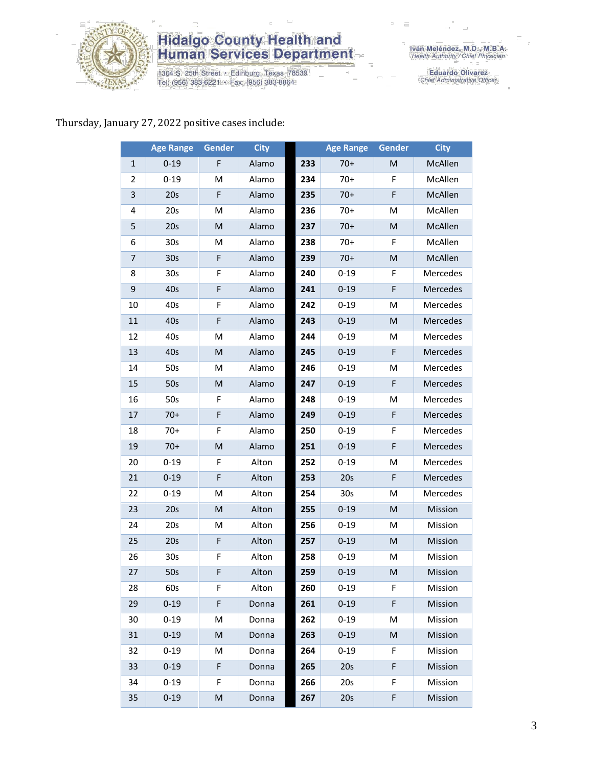Hidalgo County Health and Human Services Department

1304 S. 25th Street • Edinburg, Texas 78539
Tel: (956) 383-6221 • Fax: (956) 383-8864

Iván Meléndez, M.D., M.B.A.
Health Authority / Chief Physician

Eduardo Olivarez
Chief Administrative Officer

Thursday, January 27, 2022 positive cases include:

| | Age Range | Gender | City | | Age Range | Gender | City |
|---|---|---|---|---|---|---|---|
| 1 | 0-19 | F | Alamo | 233 | 70+ | M | McAllen |
| 2 | 0-19 | M | Alamo | 234 | 70+ | F | McAllen |
| 3 | 20s | F | Alamo | 235 | 70+ | F | McAllen |
| 4 | 20s | M | Alamo | 236 | 70+ | M | McAllen |
| 5 | 20s | M | Alamo | 237 | 70+ | M | McAllen |
| 6 | 30s | M | Alamo | 238 | 70+ | F | McAllen |
| 7 | 30s | F | Alamo | 239 | 70+ | M | McAllen |
| 8 | 30s | F | Alamo | 240 | 0-19 | F | Mercedes |
| 9 | 40s | F | Alamo | 241 | 0-19 | F | Mercedes |
| 10 | 40s | F | Alamo | 242 | 0-19 | M | Mercedes |
| 11 | 40s | F | Alamo | 243 | 0-19 | M | Mercedes |
| 12 | 40s | M | Alamo | 244 | 0-19 | M | Mercedes |
| 13 | 40s | M | Alamo | 245 | 0-19 | F | Mercedes |
| 14 | 50s | M | Alamo | 246 | 0-19 | M | Mercedes |
| 15 | 50s | M | Alamo | 247 | 0-19 | F | Mercedes |
| 16 | 50s | F | Alamo | 248 | 0-19 | M | Mercedes |
| 17 | 70+ | F | Alamo | 249 | 0-19 | F | Mercedes |
| 18 | 70+ | F | Alamo | 250 | 0-19 | F | Mercedes |
| 19 | 70+ | M | Alamo | 251 | 0-19 | F | Mercedes |
| 20 | 0-19 | F | Alton | 252 | 0-19 | M | Mercedes |
| 21 | 0-19 | F | Alton | 253 | 20s | F | Mercedes |
| 22 | 0-19 | M | Alton | 254 | 30s | M | Mercedes |
| 23 | 20s | M | Alton | 255 | 0-19 | M | Mission |
| 24 | 20s | M | Alton | 256 | 0-19 | M | Mission |
| 25 | 20s | F | Alton | 257 | 0-19 | M | Mission |
| 26 | 30s | F | Alton | 258 | 0-19 | M | Mission |
| 27 | 50s | F | Alton | 259 | 0-19 | M | Mission |
| 28 | 60s | F | Alton | 260 | 0-19 | F | Mission |
| 29 | 0-19 | F | Donna | 261 | 0-19 | F | Mission |
| 30 | 0-19 | M | Donna | 262 | 0-19 | M | Mission |
| 31 | 0-19 | M | Donna | 263 | 0-19 | M | Mission |
| 32 | 0-19 | M | Donna | 264 | 0-19 | F | Mission |
| 33 | 0-19 | F | Donna | 265 | 20s | F | Mission |
| 34 | 0-19 | F | Donna | 266 | 20s | F | Mission |
| 35 | 0-19 | M | Donna | 267 | 20s | F | Mission |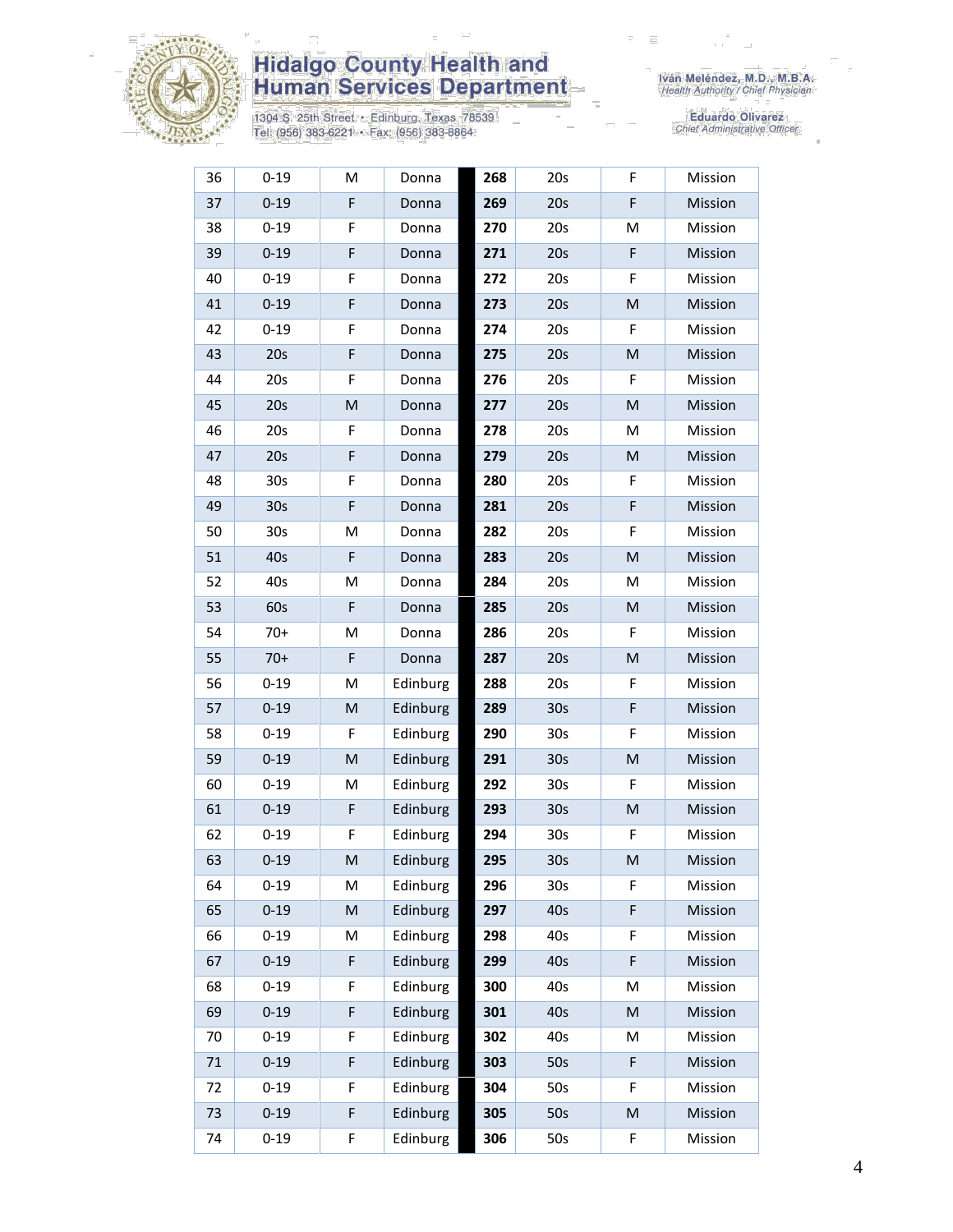| 36 | 0-19 | M | Donna | | 268 | 20s | F | Mission |
|---|---|---|---|---|---|---|---|---|
| 37 | 0-19 | F | Donna | | 269 | 20s | F | Mission |
| 38 | 0-19 | F | Donna | | 270 | 20s | M | Mission |
| 39 | 0-19 | F | Donna | | 271 | 20s | F | Mission |
| 40 | 0-19 | F | Donna | | 272 | 20s | F | Mission |
| 41 | 0-19 | F | Donna | | 273 | 20s | M | Mission |
| 42 | 0-19 | F | Donna | | 274 | 20s | F | Mission |
| 43 | 20s | F | Donna | | 275 | 20s | M | Mission |
| 44 | 20s | F | Donna | | 276 | 20s | F | Mission |
| 45 | 20s | M | Donna | | 277 | 20s | M | Mission |
| 46 | 20s | F | Donna | | 278 | 20s | M | Mission |
| 47 | 20s | F | Donna | | 279 | 20s | M | Mission |
| 48 | 30s | F | Donna | | 280 | 20s | F | Mission |
| 49 | 30s | F | Donna | | 281 | 20s | F | Mission |
| 50 | 30s | M | Donna | | 282 | 20s | F | Mission |
| 51 | 40s | F | Donna | | 283 | 20s | M | Mission |
| 52 | 40s | M | Donna | | 284 | 20s | M | Mission |
| 53 | 60s | F | Donna | | 285 | 20s | M | Mission |
| 54 | 70+ | M | Donna | | 286 | 20s | F | Mission |
| 55 | 70+ | F | Donna | | 287 | 20s | M | Mission |
| 56 | 0-19 | M | Edinburg | | 288 | 20s | F | Mission |
| 57 | 0-19 | M | Edinburg | | 289 | 30s | F | Mission |
| 58 | 0-19 | F | Edinburg | | 290 | 30s | F | Mission |
| 59 | 0-19 | M | Edinburg | | 291 | 30s | M | Mission |
| 60 | 0-19 | M | Edinburg | | 292 | 30s | F | Mission |
| 61 | 0-19 | F | Edinburg | | 293 | 30s | M | Mission |
| 62 | 0-19 | F | Edinburg | | 294 | 30s | F | Mission |
| 63 | 0-19 | M | Edinburg | | 295 | 30s | M | Mission |
| 64 | 0-19 | M | Edinburg | | 296 | 30s | F | Mission |
| 65 | 0-19 | M | Edinburg | | 297 | 40s | F | Mission |
| 66 | 0-19 | M | Edinburg | | 298 | 40s | F | Mission |
| 67 | 0-19 | F | Edinburg | | 299 | 40s | F | Mission |
| 68 | 0-19 | F | Edinburg | | 300 | 40s | M | Mission |
| 69 | 0-19 | F | Edinburg | | 301 | 40s | M | Mission |
| 70 | 0-19 | F | Edinburg | | 302 | 40s | M | Mission |
| 71 | 0-19 | F | Edinburg | | 303 | 50s | F | Mission |
| 72 | 0-19 | F | Edinburg | | 304 | 50s | F | Mission |
| 73 | 0-19 | F | Edinburg | | 305 | 50s | M | Mission |
| 74 | 0-19 | F | Edinburg | | 306 | 50s | F | Mission |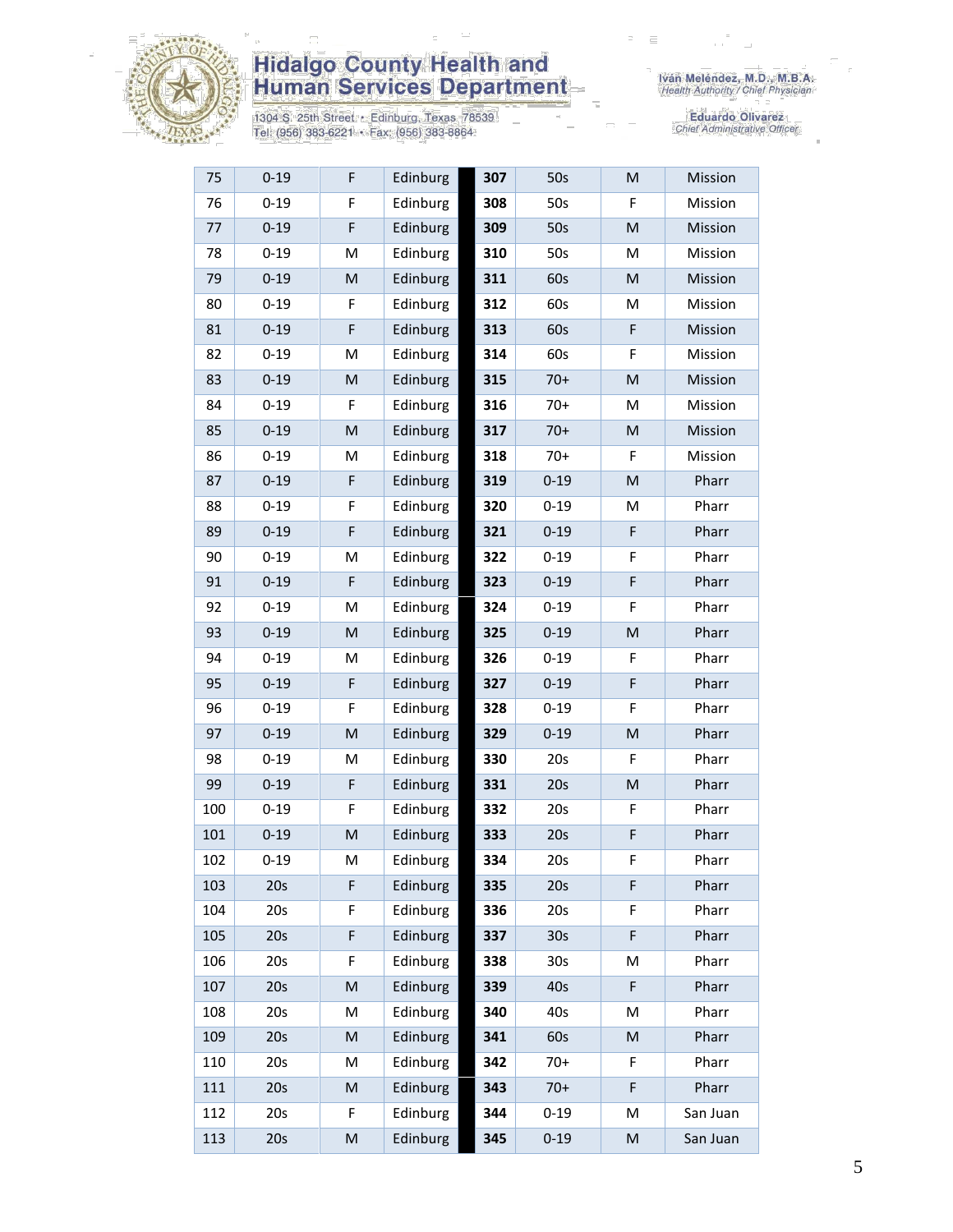# Hidalgo County Health and Human Services Department

1304 S. 25th Street • Edinburg, Texas 78539
Tel: (956) 383-6221 • Fax: (956) 383-8864

Iván Meléndez, M.D., M.B.A.
*Health Authority / Chief Physician*

Eduardo Olivarez
*Chief Administrative Officer*

| | | | | | | | |
|---|---|---|---|---|---|---|---|
| 75 | 0-19 | F | Edinburg | **307** | 50s | M | Mission |
| 76 | 0-19 | F | Edinburg | **308** | 50s | F | Mission |
| 77 | 0-19 | F | Edinburg | **309** | 50s | M | Mission |
| 78 | 0-19 | M | Edinburg | **310** | 50s | M | Mission |
| 79 | 0-19 | M | Edinburg | **311** | 60s | M | Mission |
| 80 | 0-19 | F | Edinburg | **312** | 60s | M | Mission |
| 81 | 0-19 | F | Edinburg | **313** | 60s | F | Mission |
| 82 | 0-19 | M | Edinburg | **314** | 60s | F | Mission |
| 83 | 0-19 | M | Edinburg | **315** | 70+ | M | Mission |
| 84 | 0-19 | F | Edinburg | **316** | 70+ | M | Mission |
| 85 | 0-19 | M | Edinburg | **317** | 70+ | M | Mission |
| 86 | 0-19 | M | Edinburg | **318** | 70+ | F | Mission |
| 87 | 0-19 | F | Edinburg | **319** | 0-19 | M | Pharr |
| 88 | 0-19 | F | Edinburg | **320** | 0-19 | M | Pharr |
| 89 | 0-19 | F | Edinburg | **321** | 0-19 | F | Pharr |
| 90 | 0-19 | M | Edinburg | **322** | 0-19 | F | Pharr |
| 91 | 0-19 | F | Edinburg | **323** | 0-19 | F | Pharr |
| 92 | 0-19 | M | Edinburg | **324** | 0-19 | F | Pharr |
| 93 | 0-19 | M | Edinburg | **325** | 0-19 | M | Pharr |
| 94 | 0-19 | M | Edinburg | **326** | 0-19 | F | Pharr |
| 95 | 0-19 | F | Edinburg | **327** | 0-19 | F | Pharr |
| 96 | 0-19 | F | Edinburg | **328** | 0-19 | F | Pharr |
| 97 | 0-19 | M | Edinburg | **329** | 0-19 | M | Pharr |
| 98 | 0-19 | M | Edinburg | **330** | 20s | F | Pharr |
| 99 | 0-19 | F | Edinburg | **331** | 20s | M | Pharr |
| 100 | 0-19 | F | Edinburg | **332** | 20s | F | Pharr |
| 101 | 0-19 | M | Edinburg | **333** | 20s | F | Pharr |
| 102 | 0-19 | M | Edinburg | **334** | 20s | F | Pharr |
| 103 | 20s | F | Edinburg | **335** | 20s | F | Pharr |
| 104 | 20s | F | Edinburg | **336** | 20s | F | Pharr |
| 105 | 20s | F | Edinburg | **337** | 30s | F | Pharr |
| 106 | 20s | F | Edinburg | **338** | 30s | M | Pharr |
| 107 | 20s | M | Edinburg | **339** | 40s | F | Pharr |
| 108 | 20s | M | Edinburg | **340** | 40s | M | Pharr |
| 109 | 20s | M | Edinburg | **341** | 60s | M | Pharr |
| 110 | 20s | M | Edinburg | **342** | 70+ | F | Pharr |
| 111 | 20s | M | Edinburg | **343** | 70+ | F | Pharr |
| 112 | 20s | F | Edinburg | **344** | 0-19 | M | San Juan |
| 113 | 20s | M | Edinburg | **345** | 0-19 | M | San Juan |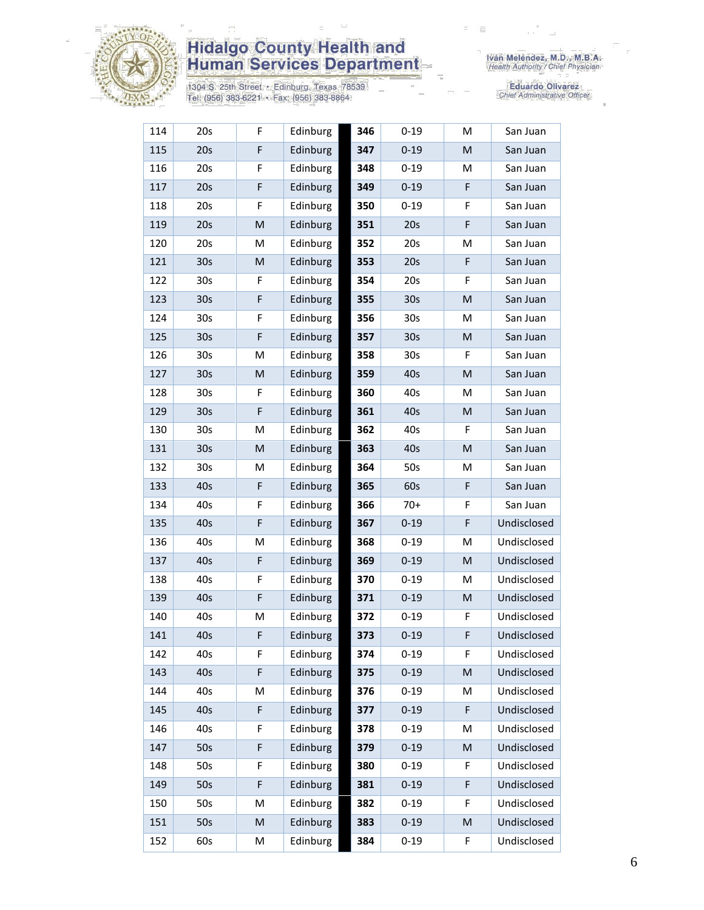| 114 | 20s | F | Edinburg | 346 | 0-19 | M | San Juan |
|---|---|---|---|---|---|---|---|
| 115 | 20s | F | Edinburg | 347 | 0-19 | M | San Juan |
| 116 | 20s | F | Edinburg | 348 | 0-19 | M | San Juan |
| 117 | 20s | F | Edinburg | 349 | 0-19 | F | San Juan |
| 118 | 20s | F | Edinburg | 350 | 0-19 | F | San Juan |
| 119 | 20s | M | Edinburg | 351 | 20s | F | San Juan |
| 120 | 20s | M | Edinburg | 352 | 20s | M | San Juan |
| 121 | 30s | M | Edinburg | 353 | 20s | F | San Juan |
| 122 | 30s | F | Edinburg | 354 | 20s | F | San Juan |
| 123 | 30s | F | Edinburg | 355 | 30s | M | San Juan |
| 124 | 30s | F | Edinburg | 356 | 30s | M | San Juan |
| 125 | 30s | F | Edinburg | 357 | 30s | M | San Juan |
| 126 | 30s | M | Edinburg | 358 | 30s | F | San Juan |
| 127 | 30s | M | Edinburg | 359 | 40s | M | San Juan |
| 128 | 30s | F | Edinburg | 360 | 40s | M | San Juan |
| 129 | 30s | F | Edinburg | 361 | 40s | M | San Juan |
| 130 | 30s | M | Edinburg | 362 | 40s | F | San Juan |
| 131 | 30s | M | Edinburg | 363 | 40s | M | San Juan |
| 132 | 30s | M | Edinburg | 364 | 50s | M | San Juan |
| 133 | 40s | F | Edinburg | 365 | 60s | F | San Juan |
| 134 | 40s | F | Edinburg | 366 | 70+ | F | San Juan |
| 135 | 40s | F | Edinburg | 367 | 0-19 | F | Undisclosed |
| 136 | 40s | M | Edinburg | 368 | 0-19 | M | Undisclosed |
| 137 | 40s | F | Edinburg | 369 | 0-19 | M | Undisclosed |
| 138 | 40s | F | Edinburg | 370 | 0-19 | M | Undisclosed |
| 139 | 40s | F | Edinburg | 371 | 0-19 | M | Undisclosed |
| 140 | 40s | M | Edinburg | 372 | 0-19 | F | Undisclosed |
| 141 | 40s | F | Edinburg | 373 | 0-19 | F | Undisclosed |
| 142 | 40s | F | Edinburg | 374 | 0-19 | F | Undisclosed |
| 143 | 40s | F | Edinburg | 375 | 0-19 | M | Undisclosed |
| 144 | 40s | M | Edinburg | 376 | 0-19 | M | Undisclosed |
| 145 | 40s | F | Edinburg | 377 | 0-19 | F | Undisclosed |
| 146 | 40s | F | Edinburg | 378 | 0-19 | M | Undisclosed |
| 147 | 50s | F | Edinburg | 379 | 0-19 | M | Undisclosed |
| 148 | 50s | F | Edinburg | 380 | 0-19 | F | Undisclosed |
| 149 | 50s | F | Edinburg | 381 | 0-19 | F | Undisclosed |
| 150 | 50s | M | Edinburg | 382 | 0-19 | F | Undisclosed |
| 151 | 50s | M | Edinburg | 383 | 0-19 | M | Undisclosed |
| 152 | 60s | M | Edinburg | 384 | 0-19 | F | Undisclosed |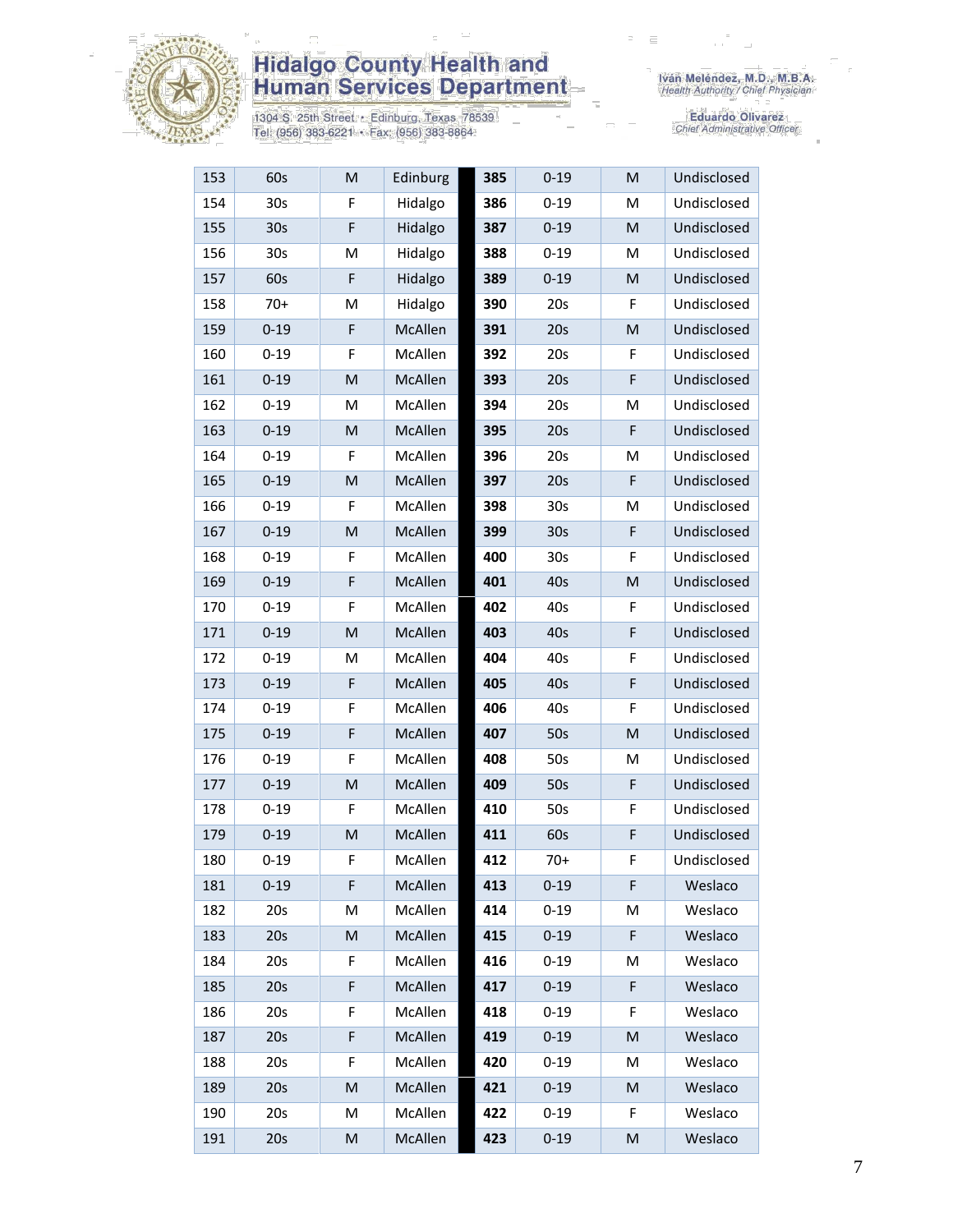| 153 | 60s | M | Edinburg | 385 | 0-19 | M | Undisclosed |
|---|---|---|---|---|---|---|---|
| 154 | 30s | F | Hidalgo | 386 | 0-19 | M | Undisclosed |
| 155 | 30s | F | Hidalgo | 387 | 0-19 | M | Undisclosed |
| 156 | 30s | M | Hidalgo | 388 | 0-19 | M | Undisclosed |
| 157 | 60s | F | Hidalgo | 389 | 0-19 | M | Undisclosed |
| 158 | 70+ | M | Hidalgo | 390 | 20s | F | Undisclosed |
| 159 | 0-19 | F | McAllen | 391 | 20s | M | Undisclosed |
| 160 | 0-19 | F | McAllen | 392 | 20s | F | Undisclosed |
| 161 | 0-19 | M | McAllen | 393 | 20s | F | Undisclosed |
| 162 | 0-19 | M | McAllen | 394 | 20s | M | Undisclosed |
| 163 | 0-19 | M | McAllen | 395 | 20s | F | Undisclosed |
| 164 | 0-19 | F | McAllen | 396 | 20s | M | Undisclosed |
| 165 | 0-19 | M | McAllen | 397 | 20s | F | Undisclosed |
| 166 | 0-19 | F | McAllen | 398 | 30s | M | Undisclosed |
| 167 | 0-19 | M | McAllen | 399 | 30s | F | Undisclosed |
| 168 | 0-19 | F | McAllen | 400 | 30s | F | Undisclosed |
| 169 | 0-19 | F | McAllen | 401 | 40s | M | Undisclosed |
| 170 | 0-19 | F | McAllen | 402 | 40s | F | Undisclosed |
| 171 | 0-19 | M | McAllen | 403 | 40s | F | Undisclosed |
| 172 | 0-19 | M | McAllen | 404 | 40s | F | Undisclosed |
| 173 | 0-19 | F | McAllen | 405 | 40s | F | Undisclosed |
| 174 | 0-19 | F | McAllen | 406 | 40s | F | Undisclosed |
| 175 | 0-19 | F | McAllen | 407 | 50s | M | Undisclosed |
| 176 | 0-19 | F | McAllen | 408 | 50s | M | Undisclosed |
| 177 | 0-19 | M | McAllen | 409 | 50s | F | Undisclosed |
| 178 | 0-19 | F | McAllen | 410 | 50s | F | Undisclosed |
| 179 | 0-19 | M | McAllen | 411 | 60s | F | Undisclosed |
| 180 | 0-19 | F | McAllen | 412 | 70+ | F | Undisclosed |
| 181 | 0-19 | F | McAllen | 413 | 0-19 | F | Weslaco |
| 182 | 20s | M | McAllen | 414 | 0-19 | M | Weslaco |
| 183 | 20s | M | McAllen | 415 | 0-19 | F | Weslaco |
| 184 | 20s | F | McAllen | 416 | 0-19 | M | Weslaco |
| 185 | 20s | F | McAllen | 417 | 0-19 | F | Weslaco |
| 186 | 20s | F | McAllen | 418 | 0-19 | F | Weslaco |
| 187 | 20s | F | McAllen | 419 | 0-19 | M | Weslaco |
| 188 | 20s | F | McAllen | 420 | 0-19 | M | Weslaco |
| 189 | 20s | M | McAllen | 421 | 0-19 | M | Weslaco |
| 190 | 20s | M | McAllen | 422 | 0-19 | F | Weslaco |
| 191 | 20s | M | McAllen | 423 | 0-19 | M | Weslaco |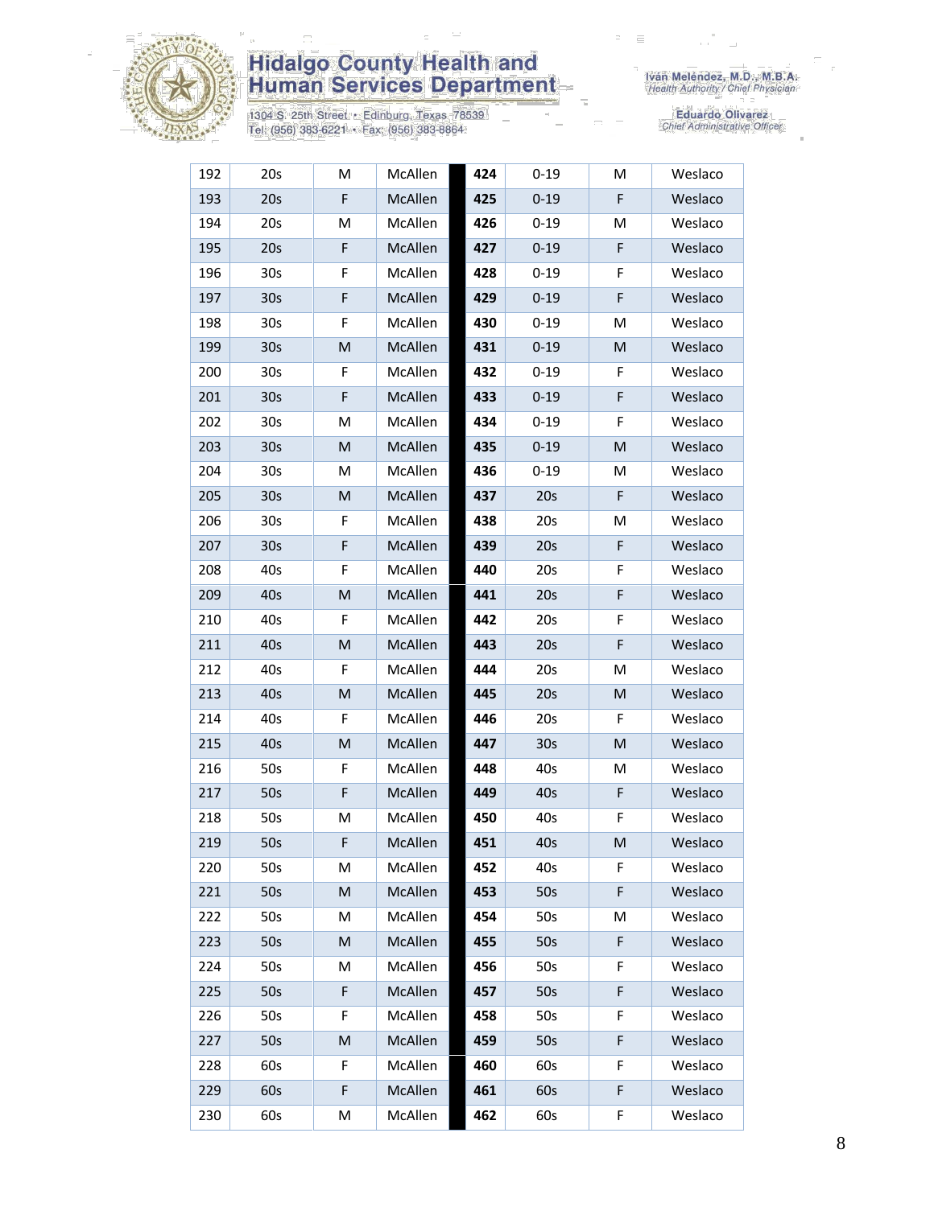| 192 | 20s | M | McAllen | 424 | 0-19 | M | Weslaco |
|---|---|---|---|---|---|---|---|
| 193 | 20s | F | McAllen | 425 | 0-19 | F | Weslaco |
| 194 | 20s | M | McAllen | 426 | 0-19 | M | Weslaco |
| 195 | 20s | F | McAllen | 427 | 0-19 | F | Weslaco |
| 196 | 30s | F | McAllen | 428 | 0-19 | F | Weslaco |
| 197 | 30s | F | McAllen | 429 | 0-19 | F | Weslaco |
| 198 | 30s | F | McAllen | 430 | 0-19 | M | Weslaco |
| 199 | 30s | M | McAllen | 431 | 0-19 | M | Weslaco |
| 200 | 30s | F | McAllen | 432 | 0-19 | F | Weslaco |
| 201 | 30s | F | McAllen | 433 | 0-19 | F | Weslaco |
| 202 | 30s | M | McAllen | 434 | 0-19 | F | Weslaco |
| 203 | 30s | M | McAllen | 435 | 0-19 | M | Weslaco |
| 204 | 30s | M | McAllen | 436 | 0-19 | M | Weslaco |
| 205 | 30s | M | McAllen | 437 | 20s | F | Weslaco |
| 206 | 30s | F | McAllen | 438 | 20s | M | Weslaco |
| 207 | 30s | F | McAllen | 439 | 20s | F | Weslaco |
| 208 | 40s | F | McAllen | 440 | 20s | F | Weslaco |
| 209 | 40s | M | McAllen | 441 | 20s | F | Weslaco |
| 210 | 40s | F | McAllen | 442 | 20s | F | Weslaco |
| 211 | 40s | M | McAllen | 443 | 20s | F | Weslaco |
| 212 | 40s | F | McAllen | 444 | 20s | M | Weslaco |
| 213 | 40s | M | McAllen | 445 | 20s | M | Weslaco |
| 214 | 40s | F | McAllen | 446 | 20s | F | Weslaco |
| 215 | 40s | M | McAllen | 447 | 30s | M | Weslaco |
| 216 | 50s | F | McAllen | 448 | 40s | M | Weslaco |
| 217 | 50s | F | McAllen | 449 | 40s | F | Weslaco |
| 218 | 50s | M | McAllen | 450 | 40s | F | Weslaco |
| 219 | 50s | F | McAllen | 451 | 40s | M | Weslaco |
| 220 | 50s | M | McAllen | 452 | 40s | F | Weslaco |
| 221 | 50s | M | McAllen | 453 | 50s | F | Weslaco |
| 222 | 50s | M | McAllen | 454 | 50s | M | Weslaco |
| 223 | 50s | M | McAllen | 455 | 50s | F | Weslaco |
| 224 | 50s | M | McAllen | 456 | 50s | F | Weslaco |
| 225 | 50s | F | McAllen | 457 | 50s | F | Weslaco |
| 226 | 50s | F | McAllen | 458 | 50s | F | Weslaco |
| 227 | 50s | M | McAllen | 459 | 50s | F | Weslaco |
| 228 | 60s | F | McAllen | 460 | 60s | F | Weslaco |
| 229 | 60s | F | McAllen | 461 | 60s | F | Weslaco |
| 230 | 60s | M | McAllen | 462 | 60s | F | Weslaco |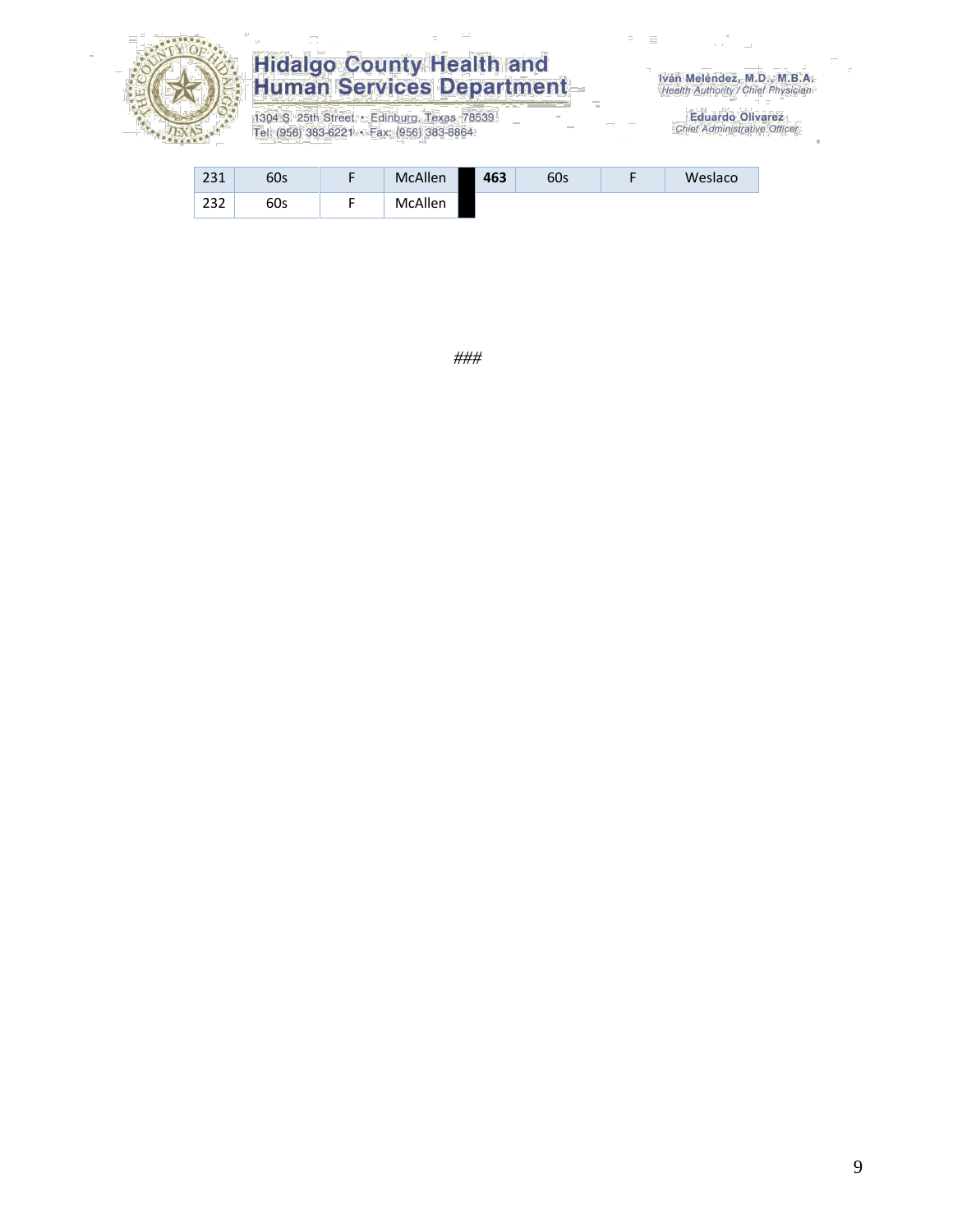| | | | | | | | |
|---|---|---|---|---|---|---|---|
| 231 | 60s | F | McAllen | **463** | 60s | F | Weslaco |
| 232 | 60s | F | McAllen | | | | |

###